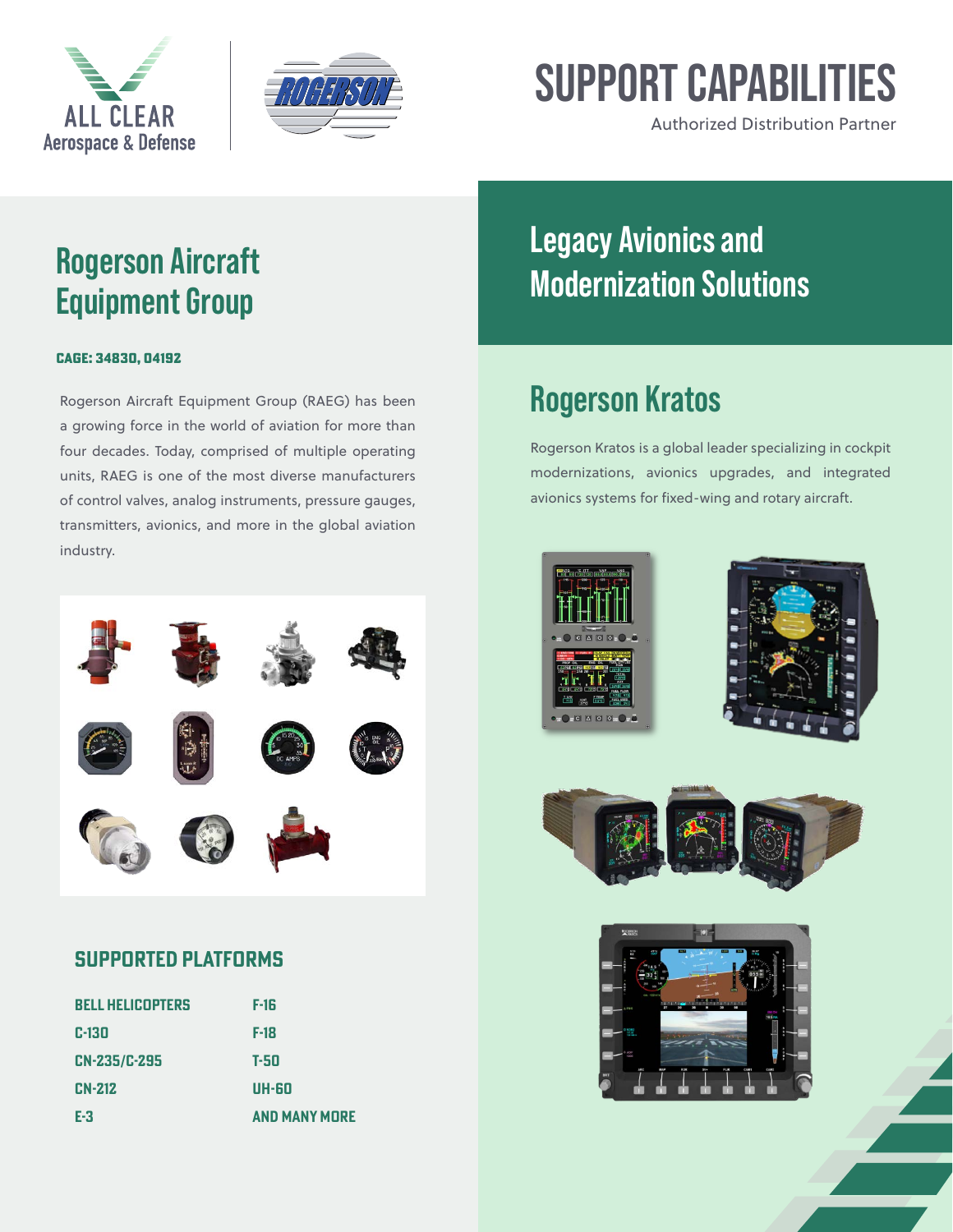ALL CLEAR Aerospace & Defense

# SUPPORT CAPABILITIES

Authorized Distribution Partner

## Rogerson Aircraft Equipment Group

**CAGE: 34830, 04192**

Rogerson Aircraft Equipment Group (RAEG) has been a growing force in the world of aviation for more than four decades. Today, comprised of multiple operating units, RAEG is one of the most diverse manufacturers of control valves, analog instruments, pressure gauges, transmitters, avionics, and more in the global aviation industry.

### SUPPORTED PLATFORMS

| | |
|---|---|
| BELL HELICOPTERS | F-16 |
| C-130 | F-18 |
| CN-235/C-295 | T-50 |
| CN-212 | UH-60 |
| E-3 | AND MANY MORE |

## Legacy Avionics and Modernization Solutions

### Rogerson Kratos

Rogerson Kratos is a global leader specializing in cockpit modernizations, avionics upgrades, and integrated avionics systems for fixed-wing and rotary aircraft.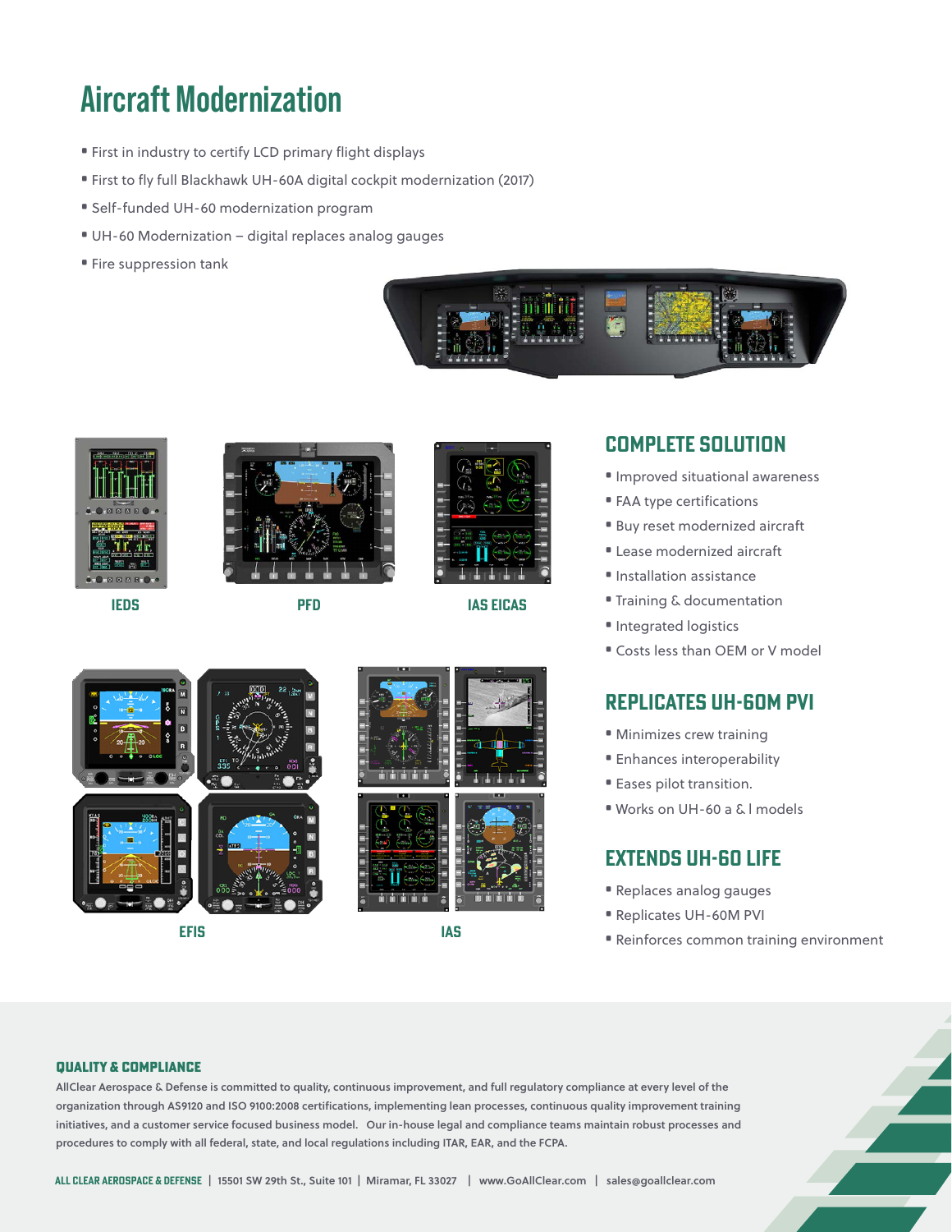# Aircraft Modernization

- First in industry to certify LCD primary flight displays
- First to fly full Blackhawk UH-60A digital cockpit modernization (2017)
- Self-funded UH-60 modernization program
- UH-60 Modernization – digital replaces analog gauges
- Fire suppression tank

IEDS

PFD

IAS EICAS

EFIS

IAS

## COMPLETE SOLUTION

- Improved situational awareness
- FAA type certifications
- Buy reset modernized aircraft
- Lease modernized aircraft
- Installation assistance
- Training & documentation
- Integrated logistics
- Costs less than OEM or V model

## REPLICATES UH-60M PVI

- Minimizes crew training
- Enhances interoperability
- Eases pilot transition.
- Works on UH-60 a & l models

## EXTENDS UH-60 LIFE

- Replaces analog gauges
- Replicates UH-60M PVI
- Reinforces common training environment

### QUALITY & COMPLIANCE

AllClear Aerospace & Defense is committed to quality, continuous improvement, and full regulatory compliance at every level of the organization through AS9120 and ISO 9100:2008 certifications, implementing lean processes, continuous quality improvement training initiatives, and a customer service focused business model. Our in-house legal and compliance teams maintain robust processes and procedures to comply with all federal, state, and local regulations including ITAR, EAR, and the FCPA.

**ALL CLEAR AEROSPACE & DEFENSE** | 15501 SW 29th St., Suite 101 | Miramar, FL 33027 | www.GoAllClear.com | sales@goallclear.com